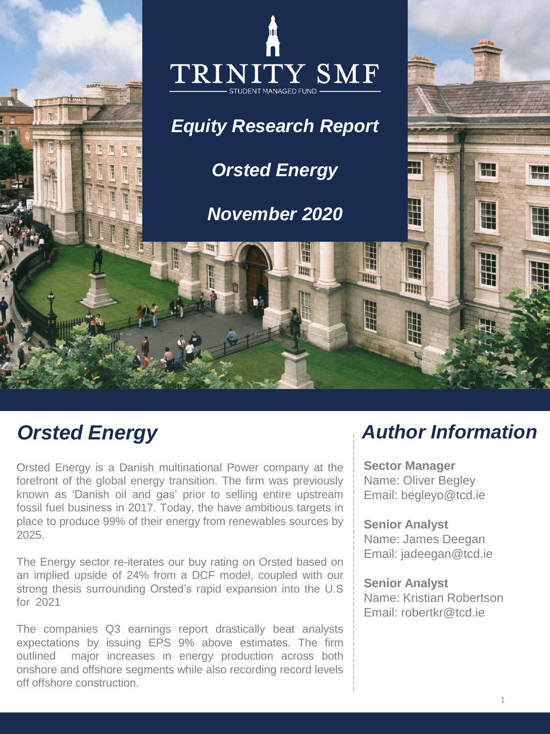TRINITY SMF

STUDENT MANAGED FUND

# *Equity Research Report*

## *Orsted Energy*

## *November 2020*

## *Orsted Energy*

Orsted Energy is a Danish multinational Power company at the forefront of the global energy transition. The firm was previously known as 'Danish oil and gas' prior to selling entire upstream fossil fuel business in 2017. Today, the have ambitious targets in place to produce 99% of their energy from renewables sources by 2025.

The Energy sector re-iterates our buy rating on Orsted based on an implied upside of 24% from a DCF model, coupled with our strong thesis surrounding Orsted's rapid expansion into the U.S for 2021

The companies Q3 earnings report drastically beat analysts expectations by issuing EPS 9% above estimates. The firm outlined major increases in energy production across both onshore and offshore segments while also recording record levels off offshore construction.

## *Author Information*

**Sector Manager**
Name: Oliver Begley
Email: begleyo@tcd.ie

**Senior Analyst**
Name: James Deegan
Email: jadeegan@tcd.ie

**Senior Analyst**
Name: Kristian Robertson
Email: robertkr@tcd.ie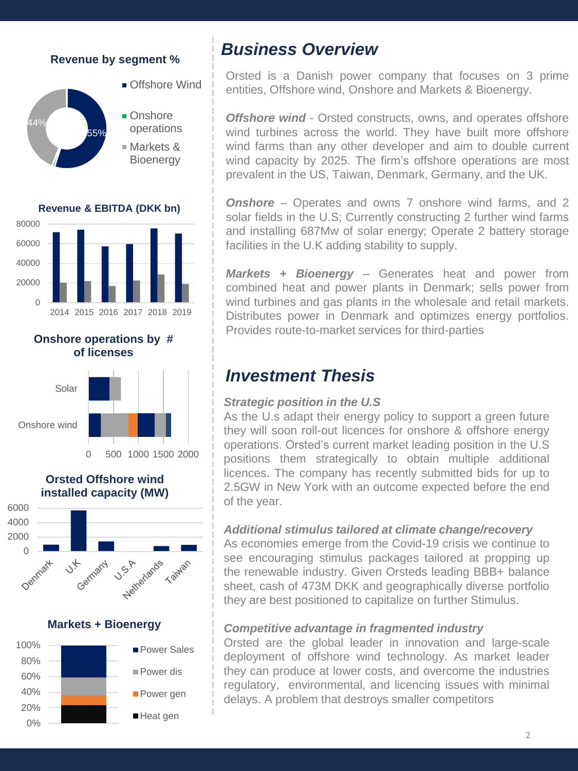**Revenue by segment %**

- Offshore Wind: 55%
- Onshore operations
- Markets & Bioenergy: 44%

**Revenue & EBITDA (DKK bn)**

**Onshore operations by # of licenses**

**Orsted Offshore wind installed capacity (MW)**

**Markets + Bioenergy**

- Power Sales
- Power dis
- Power gen
- Heat gen

## *Business Overview*

Orsted is a Danish power company that focuses on 3 prime entities, Offshore wind, Onshore and Markets & Bioenergy.

***Offshore wind*** - Orsted constructs, owns, and operates offshore wind turbines across the world. They have built more offshore wind farms than any other developer and aim to double current wind capacity by 2025. The firm's offshore operations are most prevalent in the US, Taiwan, Denmark, Germany, and the UK.

***Onshore*** – Operates and owns 7 onshore wind farms, and 2 solar fields in the U.S; Currently constructing 2 further wind farms and installing 687Mw of solar energy; Operate 2 battery storage facilities in the U.K adding stability to supply.

***Markets + Bioenergy*** – Generates heat and power from combined heat and power plants in Denmark; sells power from wind turbines and gas plants in the wholesale and retail markets. Distributes power in Denmark and optimizes energy portfolios. Provides route-to-market services for third-parties

## *Investment Thesis*

***Strategic position in the U.S***

As the U.s adapt their energy policy to support a green future they will soon roll-out licences for onshore & offshore energy operations. Orsted's current market leading position in the U.S positions them strategically to obtain multiple additional licences. The company has recently submitted bids for up to 2.5GW in New York with an outcome expected before the end of the year.

***Additional stimulus tailored at climate change/recovery***

As economies emerge from the Covid-19 crisis we continue to see encouraging stimulus packages tailored at propping up the renewable industry. Given Orsteds leading BBB+ balance sheet, cash of 473M DKK and geographically diverse portfolio they are best positioned to capitalize on further Stimulus.

***Competitive advantage in fragmented industry***

Orsted are the global leader in innovation and large-scale deployment of offshore wind technology. As market leader they can produce at lower costs, and overcome the industries regulatory, environmental, and licencing issues with minimal delays. A problem that destroys smaller competitors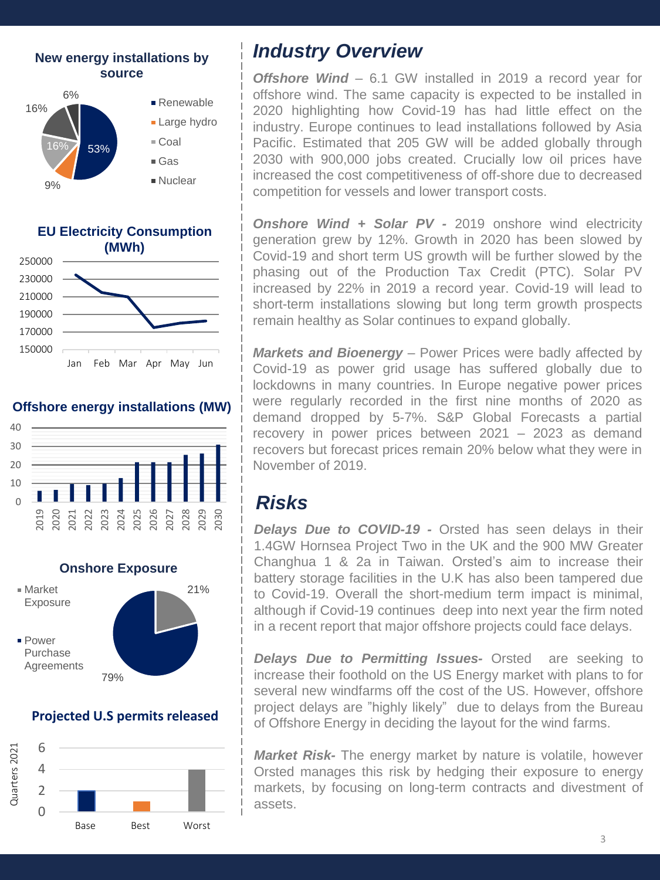## New energy installations by source

- Renewable: 53%
- Large hydro: 9%
- Coal: 16%
- Gas: 16%
- Nuclear: 6%

## EU Electricity Consumption (MWh)

## Offshore energy installations (MW)

## Onshore Exposure

- Market Exposure: 21%
- Power Purchase Agreements: 79%

## Projected U.S permits released

Quarters 2021: Base, Best, Worst

# Industry Overview

***Offshore Wind*** – 6.1 GW installed in 2019 a record year for offshore wind. The same capacity is expected to be installed in 2020 highlighting how Covid-19 has had little effect on the industry. Europe continues to lead installations followed by Asia Pacific. Estimated that 205 GW will be added globally through 2030 with 900,000 jobs created. Crucially low oil prices have increased the cost competitiveness of off-shore due to decreased competition for vessels and lower transport costs.

***Onshore Wind + Solar PV -*** 2019 onshore wind electricity generation grew by 12%. Growth in 2020 has been slowed by Covid-19 and short term US growth will be further slowed by the phasing out of the Production Tax Credit (PTC). Solar PV increased by 22% in 2019 a record year. Covid-19 will lead to short-term installations slowing but long term growth prospects remain healthy as Solar continues to expand globally.

***Markets and Bioenergy*** – Power Prices were badly affected by Covid-19 as power grid usage has suffered globally due to lockdowns in many countries. In Europe negative power prices were regularly recorded in the first nine months of 2020 as demand dropped by 5-7%. S&P Global Forecasts a partial recovery in power prices between 2021 – 2023 as demand recovers but forecast prices remain 20% below what they were in November of 2019.

# Risks

***Delays Due to COVID-19 -*** Orsted has seen delays in their 1.4GW Hornsea Project Two in the UK and the 900 MW Greater Changhua 1 & 2a in Taiwan. Orsted's aim to increase their battery storage facilities in the U.K has also been tampered due to Covid-19. Overall the short-medium term impact is minimal, although if Covid-19 continues deep into next year the firm noted in a recent report that major offshore projects could face delays.

***Delays Due to Permitting Issues-*** Orsted are seeking to increase their foothold on the US Energy market with plans to for several new windfarms off the cost of the US. However, offshore project delays are "highly likely" due to delays from the Bureau of Offshore Energy in deciding the layout for the wind farms.

***Market Risk-*** The energy market by nature is volatile, however Orsted manages this risk by hedging their exposure to energy markets, by focusing on long-term contracts and divestment of assets.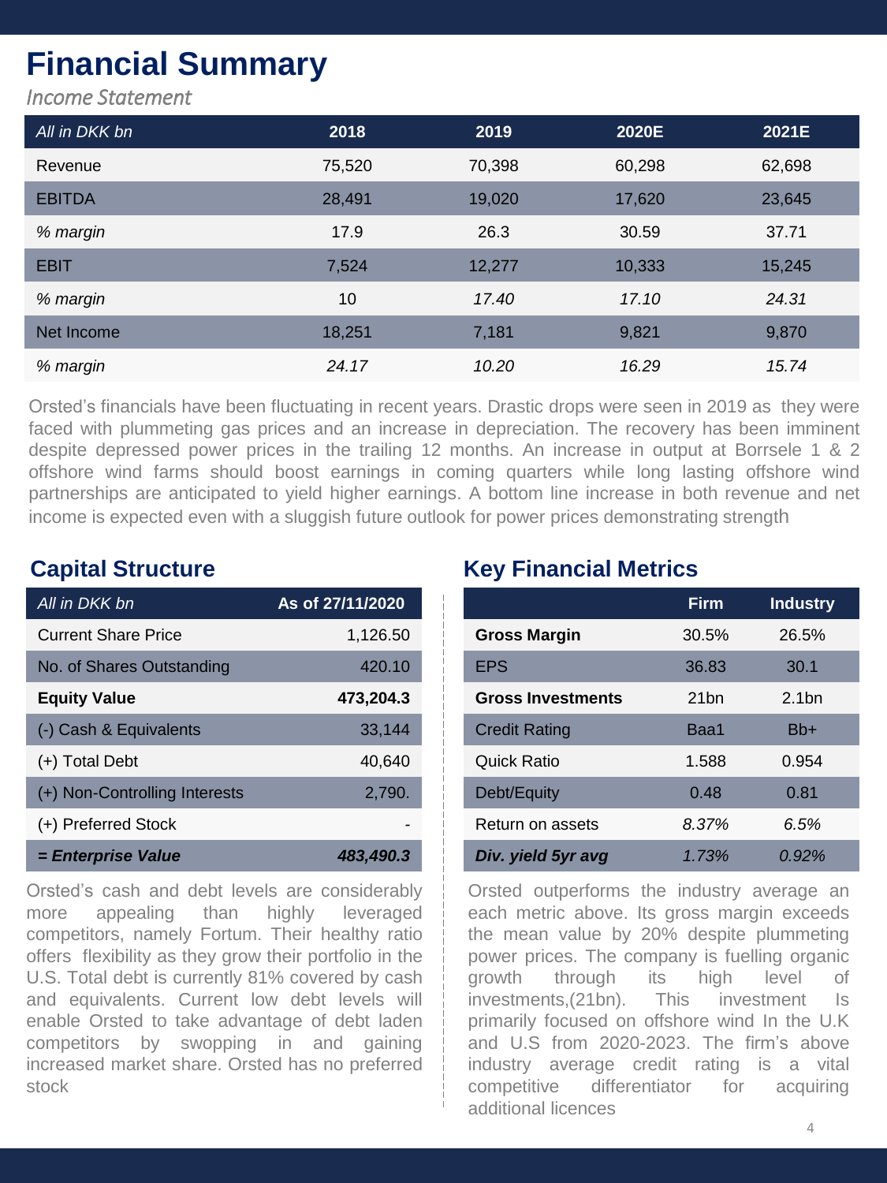# Financial Summary

*Income Statement*

| *All in DKK bn* | 2018 | 2019 | 2020E | 2021E |
|---|---|---|---|---|
| Revenue | 75,520 | 70,398 | 60,298 | 62,698 |
| EBITDA | 28,491 | 19,020 | 17,620 | 23,645 |
| *% margin* | 17.9 | 26.3 | 30.59 | 37.71 |
| EBIT | 7,524 | 12,277 | 10,333 | 15,245 |
| *% margin* | 10 | *17.40* | *17.10* | *24.31* |
| Net Income | 18,251 | 7,181 | 9,821 | 9,870 |
| *% margin* | *24.17* | *10.20* | *16.29* | *15.74* |

Orsted's financials have been fluctuating in recent years. Drastic drops were seen in 2019 as they were faced with plummeting gas prices and an increase in depreciation. The recovery has been imminent despite depressed power prices in the trailing 12 months. An increase in output at Borrsele 1 & 2 offshore wind farms should boost earnings in coming quarters while long lasting offshore wind partnerships are anticipated to yield higher earnings. A bottom line increase in both revenue and net income is expected even with a sluggish future outlook for power prices demonstrating strength

## Capital Structure

| *All in DKK bn* | As of 27/11/2020 |
|---|---|
| Current Share Price | 1,126.50 |
| No. of Shares Outstanding | 420.10 |
| **Equity Value** | **473,204.3** |
| (-) Cash & Equivalents | 33,144 |
| (+) Total Debt | 40,640 |
| (+) Non-Controlling Interests | 2,790. |
| (+) Preferred Stock | - |
| ***= Enterprise Value*** | ***483,490.3*** |

Orsted's cash and debt levels are considerably more appealing than highly leveraged competitors, namely Fortum. Their healthy ratio offers flexibility as they grow their portfolio in the U.S. Total debt is currently 81% covered by cash and equivalents. Current low debt levels will enable Orsted to take advantage of debt laden competitors by swopping in and gaining increased market share. Orsted has no preferred stock

## Key Financial Metrics

| | Firm | Industry |
|---|---|---|
| **Gross Margin** | 30.5% | 26.5% |
| EPS | 36.83 | 30.1 |
| **Gross Investments** | 21bn | 2.1bn |
| Credit Rating | Baa1 | Bb+ |
| Quick Ratio | 1.588 | 0.954 |
| Debt/Equity | 0.48 | 0.81 |
| Return on assets | *8.37%* | *6.5%* |
| ***Div. yield 5yr avg*** | *1.73%* | *0.92%* |

Orsted outperforms the industry average an each metric above. Its gross margin exceeds the mean value by 20% despite plummeting power prices. The company is fuelling organic growth through its high level of investments,(21bn). This investment Is primarily focused on offshore wind In the U.K and U.S from 2020-2023. The firm's above industry average credit rating is a vital competitive differentiator for acquiring additional licences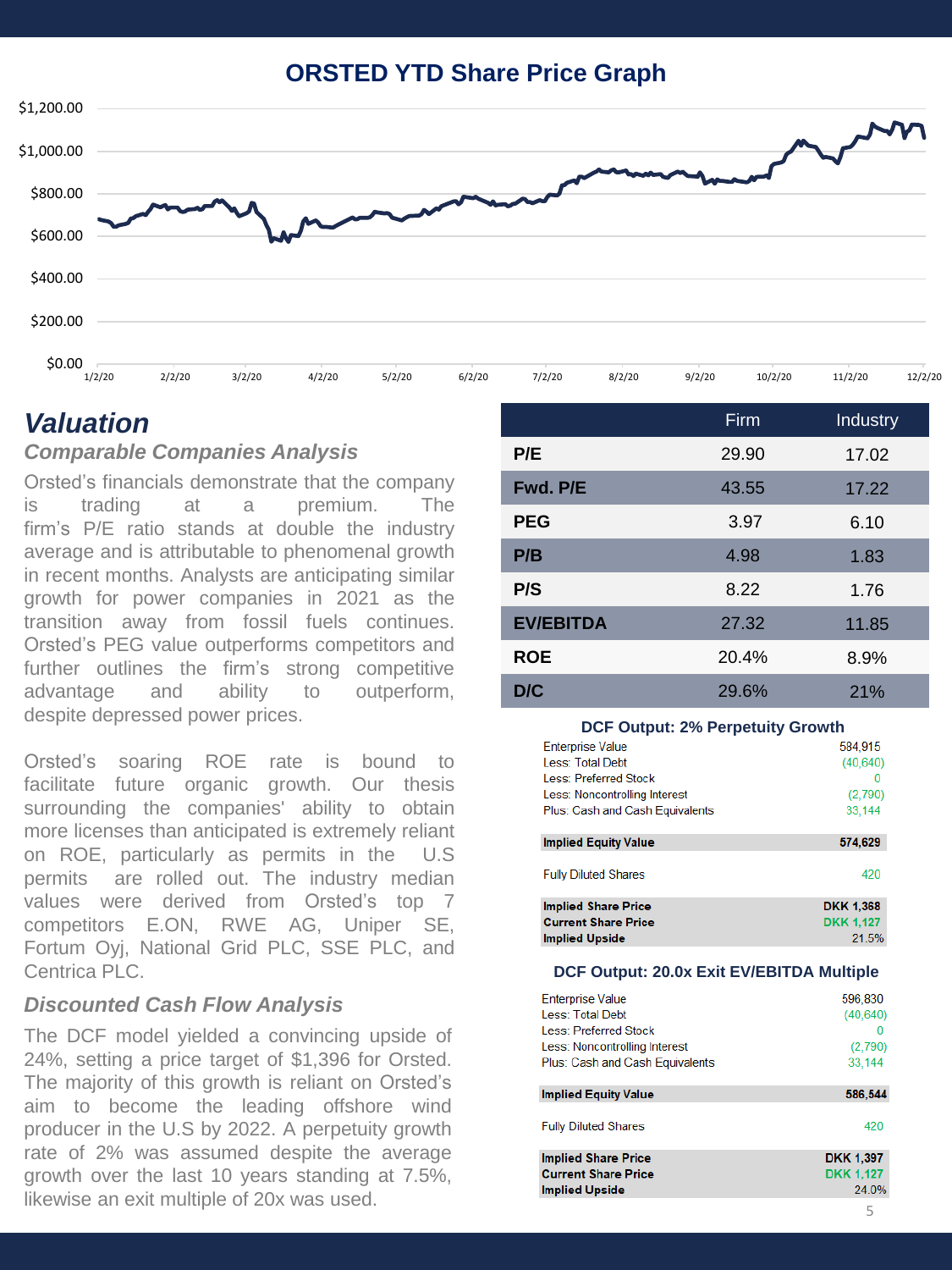## ORSTED YTD Share Price Graph

$1,200.00
$1,000.00
$800.00
$600.00
$400.00
$200.00
$0.00

1/2/20
2/2/20
3/2/20
4/2/20
5/2/20
6/2/20
7/2/20
8/2/20
9/2/20
10/2/20
11/2/20
12/2/20

# *Valuation*

## *Comparable Companies Analysis*

Orsted's financials demonstrate that the company is trading at a premium. The firm's P/E ratio stands at double the industry average and is attributable to phenomenal growth in recent months. Analysts are anticipating similar growth for power companies in 2021 as the transition away from fossil fuels continues. Orsted's PEG value outperforms competitors and further outlines the firm's strong competitive advantage and ability to outperform, despite depressed power prices.

Orsted's soaring ROE rate is bound to facilitate future organic growth. Our thesis surrounding the companies' ability to obtain more licenses than anticipated is extremely reliant on ROE, particularly as permits in the U.S permits are rolled out. The industry median values were derived from Orsted's top 7 competitors E.ON, RWE AG, Uniper SE, Fortum Oyj, National Grid PLC, SSE PLC, and Centrica PLC.

## *Discounted Cash Flow Analysis*

The DCF model yielded a convincing upside of 24%, setting a price target of $1,396 for Orsted. The majority of this growth is reliant on Orsted's aim to become the leading offshore wind producer in the U.S by 2022. A perpetuity growth rate of 2% was assumed despite the average growth over the last 10 years standing at 7.5%, likewise an exit multiple of 20x was used.

| | Firm | Industry |
|---|---|---|
| **P/E** | 29.90 | 17.02 |
| **Fwd. P/E** | 43.55 | 17.22 |
| **PEG** | 3.97 | 6.10 |
| **P/B** | 4.98 | 1.83 |
| **P/S** | 8.22 | 1.76 |
| **EV/EBITDA** | 27.32 | 11.85 |
| **ROE** | 20.4% | 8.9% |
| **D/C** | 29.6% | 21% |

### DCF Output: 2% Perpetuity Growth

| | |
|---|---|
| Enterprise Value | 584,915 |
| Less: Total Debt | (40,640) |
| Less: Preferred Stock | 0 |
| Less: Noncontrolling Interest | (2,790) |
| Plus: Cash and Cash Equivalents | 33,144 |
| **Implied Equity Value** | **574,629** |
| Fully Diluted Shares | 420 |
| **Implied Share Price** | **DKK 1,368** |
| **Current Share Price** | **DKK 1,127** |
| **Implied Upside** | 21.5% |

### DCF Output: 20.0x Exit EV/EBITDA Multiple

| | |
|---|---|
| Enterprise Value | 596,830 |
| Less: Total Debt | (40,640) |
| Less: Preferred Stock | 0 |
| Less: Noncontrolling Interest | (2,790) |
| Plus: Cash and Cash Equivalents | 33,144 |
| **Implied Equity Value** | **586,544** |
| Fully Diluted Shares | 420 |
| **Implied Share Price** | **DKK 1,397** |
| **Current Share Price** | **DKK 1,127** |
| **Implied Upside** | 24.0% |